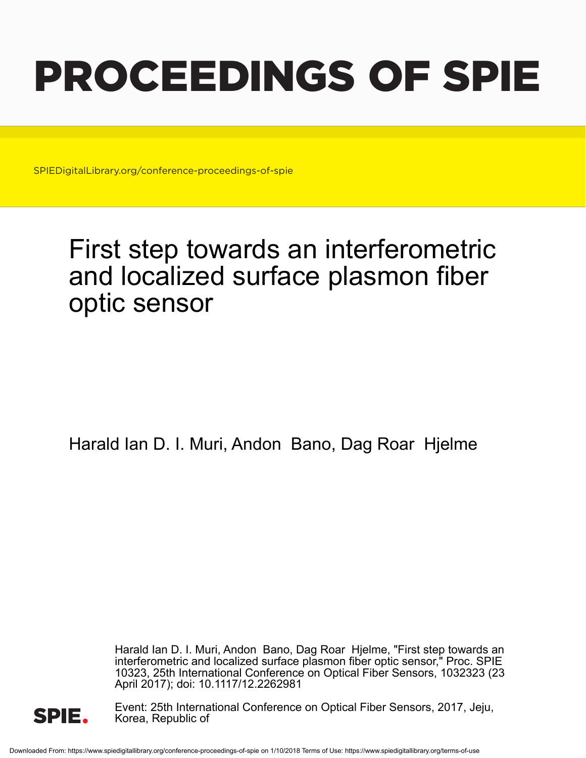# PROCEEDINGS OF SPIE

SPIEDigitalLibrary.org/conference-proceedings-of-spie

## First step towards an interferometric and localized surface plasmon fiber optic sensor

Harald Ian D. I. Muri, Andon Bano, Dag Roar Hjelme

Harald Ian D. I. Muri, Andon Bano, Dag Roar Hjelme, "First step towards an interferometric and localized surface plasmon fiber optic sensor," Proc. SPIE 10323, 25th International Conference on Optical Fiber Sensors, 1032323 (23 April 2017); doi: 10.1117/12.2262981

Event: 25th International Conference on Optical Fiber Sensors, 2017, Jeju, Korea, Republic of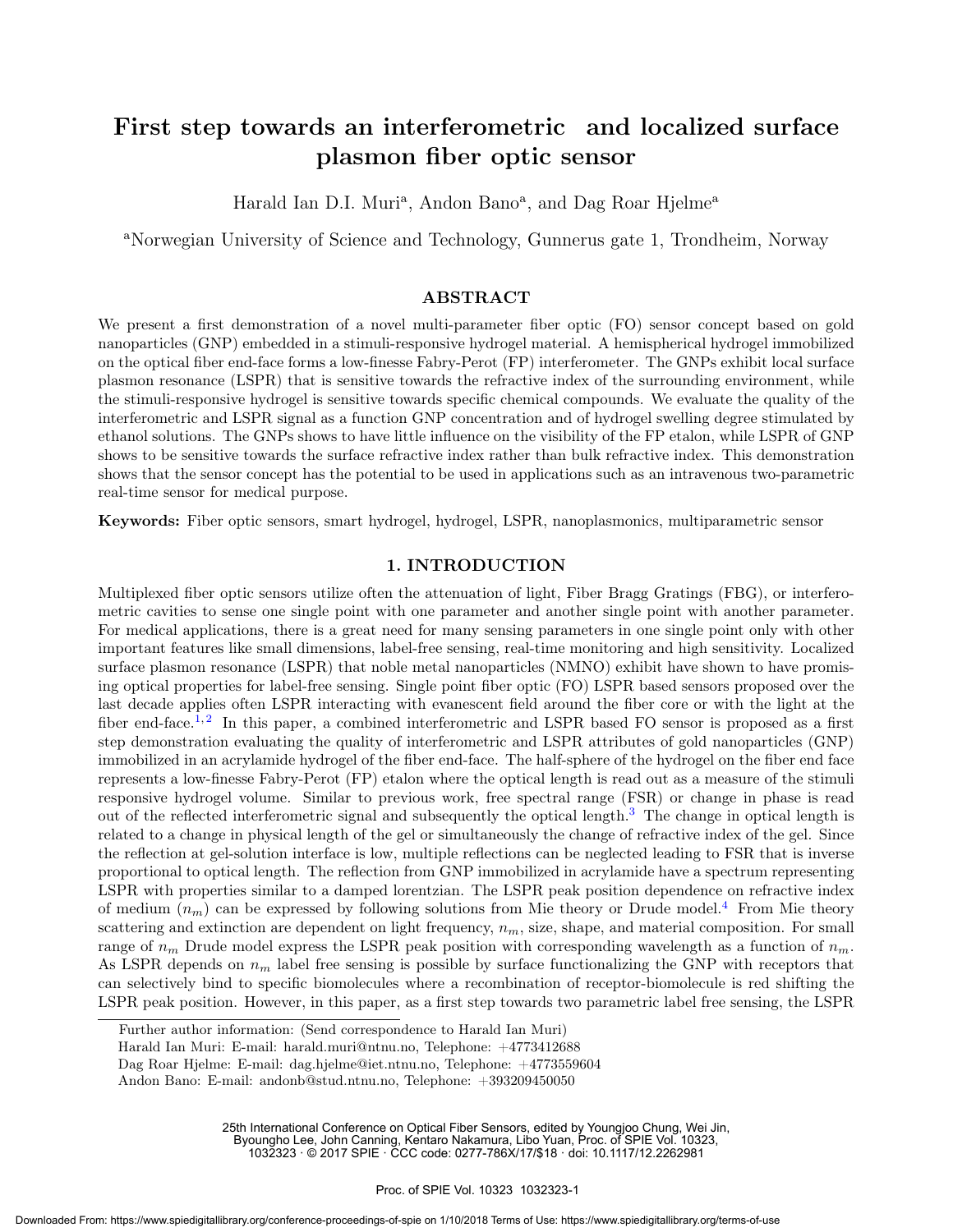# First step towards an interferometric and localized surface plasmon fiber optic sensor

Harald Ian D.I. Muri[a], Andon Bano[a], and Dag Roar Hjelme[a]

[a]Norwegian University of Science and Technology, Gunnerus gate 1, Trondheim, Norway

## ABSTRACT

We present a first demonstration of a novel multi-parameter fiber optic (FO) sensor concept based on gold nanoparticles (GNP) embedded in a stimuli-responsive hydrogel material. A hemispherical hydrogel immobilized on the optical fiber end-face forms a low-finesse Fabry-Perot (FP) interferometer. The GNPs exhibit local surface plasmon resonance (LSPR) that is sensitive towards the refractive index of the surrounding environment, while the stimuli-responsive hydrogel is sensitive towards specific chemical compounds. We evaluate the quality of the interferometric and LSPR signal as a function GNP concentration and of hydrogel swelling degree stimulated by ethanol solutions. The GNPs shows to have little influence on the visibility of the FP etalon, while LSPR of GNP shows to be sensitive towards the surface refractive index rather than bulk refractive index. This demonstration shows that the sensor concept has the potential to be used in applications such as an intravenous two-parametric real-time sensor for medical purpose.

**Keywords:** Fiber optic sensors, smart hydrogel, hydrogel, LSPR, nanoplasmonics, multiparametric sensor

## 1. INTRODUCTION

Multiplexed fiber optic sensors utilize often the attenuation of light, Fiber Bragg Gratings (FBG), or interferometric cavities to sense one single point with one parameter and another single point with another parameter. For medical applications, there is a great need for many sensing parameters in one single point only with other important features like small dimensions, label-free sensing, real-time monitoring and high sensitivity. Localized surface plasmon resonance (LSPR) that noble metal nanoparticles (NMNO) exhibit have shown to have promising optical properties for label-free sensing. Single point fiber optic (FO) LSPR based sensors proposed over the last decade applies often LSPR interacting with evanescent field around the fiber core or with the light at the fiber end-face.[1,2] In this paper, a combined interferometric and LSPR based FO sensor is proposed as a first step demonstration evaluating the quality of interferometric and LSPR attributes of gold nanoparticles (GNP) immobilized in an acrylamide hydrogel of the fiber end-face. The half-sphere of the hydrogel on the fiber end face represents a low-finesse Fabry-Perot (FP) etalon where the optical length is read out as a measure of the stimuli responsive hydrogel volume. Similar to previous work, free spectral range (FSR) or change in phase is read out of the reflected interferometric signal and subsequently the optical length.[3] The change in optical length is related to a change in physical length of the gel or simultaneously the change of refractive index of the gel. Since the reflection at gel-solution interface is low, multiple reflections can be neglected leading to FSR that is inverse proportional to optical length. The reflection from GNP immobilized in acrylamide have a spectrum representing LSPR with properties similar to a damped lorentzian. The LSPR peak position dependence on refractive index of medium ($n_m$) can be expressed by following solutions from Mie theory or Drude model.[4] From Mie theory scattering and extinction are dependent on light frequency, $n_m$, size, shape, and material composition. For small range of $n_m$ Drude model express the LSPR peak position with corresponding wavelength as a function of $n_m$. As LSPR depends on $n_m$ label free sensing is possible by surface functionalizing the GNP with receptors that can selectively bind to specific biomolecules where a recombination of receptor-biomolecule is red shifting the LSPR peak position. However, in this paper, as a first step towards two parametric label free sensing, the LSPR

Further author information: (Send correspondence to Harald Ian Muri)
Harald Ian Muri: E-mail: harald.muri@ntnu.no, Telephone: +4773412688
Dag Roar Hjelme: E-mail: dag.hjelme@iet.ntnu.no, Telephone: +4773559604
Andon Bano: E-mail: andonb@stud.ntnu.no, Telephone: +393209450050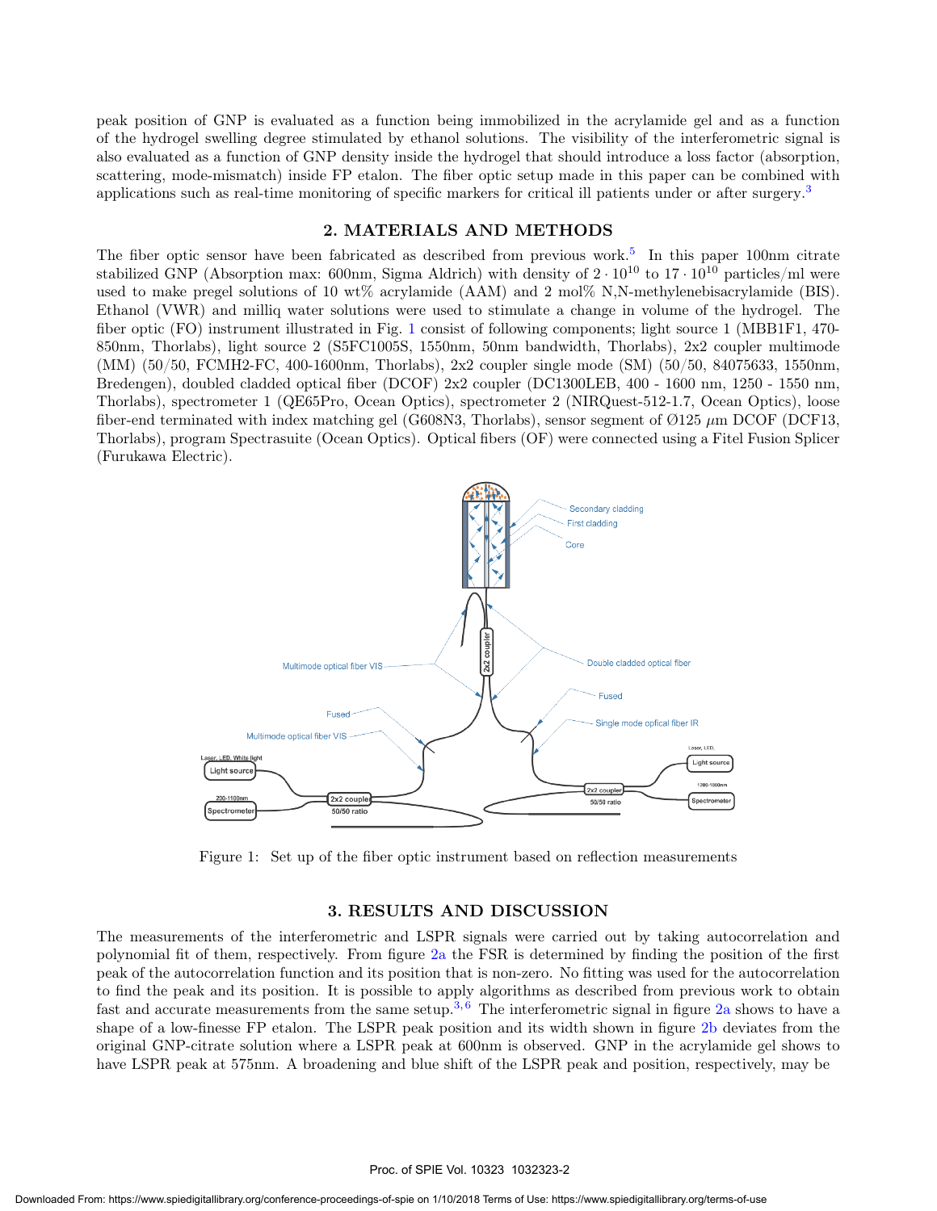peak position of GNP is evaluated as a function being immobilized in the acrylamide gel and as a function of the hydrogel swelling degree stimulated by ethanol solutions. The visibility of the interferometric signal is also evaluated as a function of GNP density inside the hydrogel that should introduce a loss factor (absorption, scattering, mode-mismatch) inside FP etalon. The fiber optic setup made in this paper can be combined with applications such as real-time monitoring of specific markers for critical ill patients under or after surgery.[3]

## 2. MATERIALS AND METHODS

The fiber optic sensor have been fabricated as described from previous work.[5] In this paper 100nm citrate stabilized GNP (Absorption max: 600nm, Sigma Aldrich) with density of $2 \cdot 10^{10}$ to $17 \cdot 10^{10}$ particles/ml were used to make pregel solutions of 10 wt% acrylamide (AAM) and 2 mol% N,N-methylenebisacrylamide (BIS). Ethanol (VWR) and milliq water solutions were used to stimulate a change in volume of the hydrogel. The fiber optic (FO) instrument illustrated in Fig. 1 consist of following components; light source 1 (MBB1F1, 470-850nm, Thorlabs), light source 2 (S5FC1005S, 1550nm, 50nm bandwidth, Thorlabs), 2x2 coupler multimode (MM) (50/50, FCMH2-FC, 400-1600nm, Thorlabs), 2x2 coupler single mode (SM) (50/50, 84075633, 1550nm, Bredengen), doubled cladded optical fiber (DCOF) 2x2 coupler (DC1300LEB, 400 - 1600 nm, 1250 - 1550 nm, Thorlabs), spectrometer 1 (QE65Pro, Ocean Optics), spectrometer 2 (NIRQuest-512-1.7, Ocean Optics), loose fiber-end terminated with index matching gel (G608N3, Thorlabs), sensor segment of Ø125 $\mu$m DCOF (DCF13, Thorlabs), program Spectrasuite (Ocean Optics). Optical fibers (OF) were connected using a Fitel Fusion Splicer (Furukawa Electric).

Figure 1: Set up of the fiber optic instrument based on reflection measurements

## 3. RESULTS AND DISCUSSION

The measurements of the interferometric and LSPR signals were carried out by taking autocorrelation and polynomial fit of them, respectively. From figure 2a the FSR is determined by finding the position of the first peak of the autocorrelation function and its position that is non-zero. No fitting was used for the autocorrelation to find the peak and its position. It is possible to apply algorithms as described from previous work to obtain fast and accurate measurements from the same setup.[3,6] The interferometric signal in figure 2a shows to have a shape of a low-finesse FP etalon. The LSPR peak position and its width shown in figure 2b deviates from the original GNP-citrate solution where a LSPR peak at 600nm is observed. GNP in the acrylamide gel shows to have LSPR peak at 575nm. A broadening and blue shift of the LSPR peak and position, respectively, may be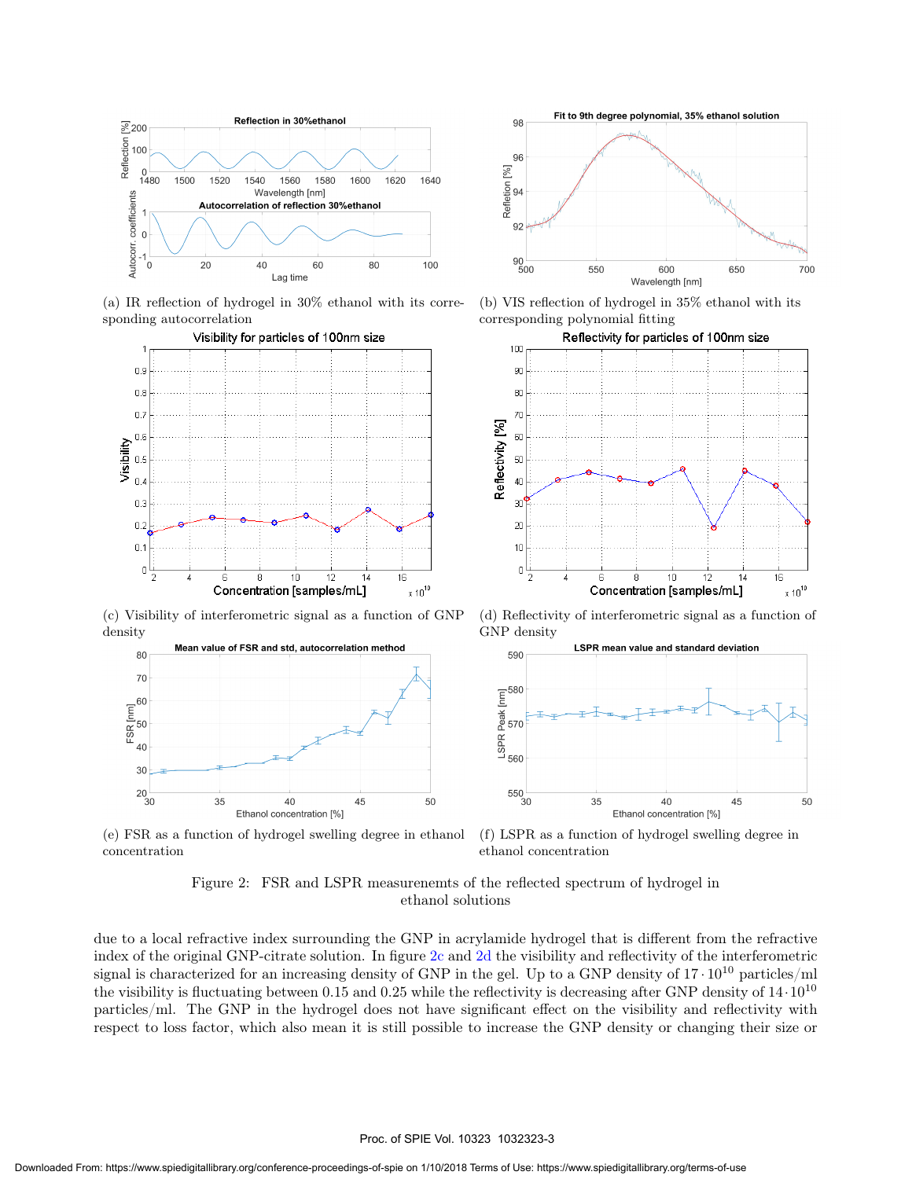(a) IR reflection of hydrogel in 30% ethanol with its corresponding autocorrelation

(b) VIS reflection of hydrogel in 35% ethanol with its corresponding polynomial fitting

(c) Visibility of interferometric signal as a function of GNP density

(d) Reflectivity of interferometric signal as a function of GNP density

(e) FSR as a function of hydrogel swelling degree in ethanol concentration

(f) LSPR as a function of hydrogel swelling degree in ethanol concentration

Figure 2: FSR and LSPR measurenemts of the reflected spectrum of hydrogel in ethanol solutions

due to a local refractive index surrounding the GNP in acrylamide hydrogel that is different from the refractive index of the original GNP-citrate solution. In figure 2c and 2d the visibility and reflectivity of the interferometric signal is characterized for an increasing density of GNP in the gel. Up to a GNP density of $17 \cdot 10^{10}$ particles/ml the visibility is fluctuating between 0.15 and 0.25 while the reflectivity is decreasing after GNP density of $14 \cdot 10^{10}$ particles/ml. The GNP in the hydrogel does not have significant effect on the visibility and reflectivity with respect to loss factor, which also mean it is still possible to increase the GNP density or changing their size or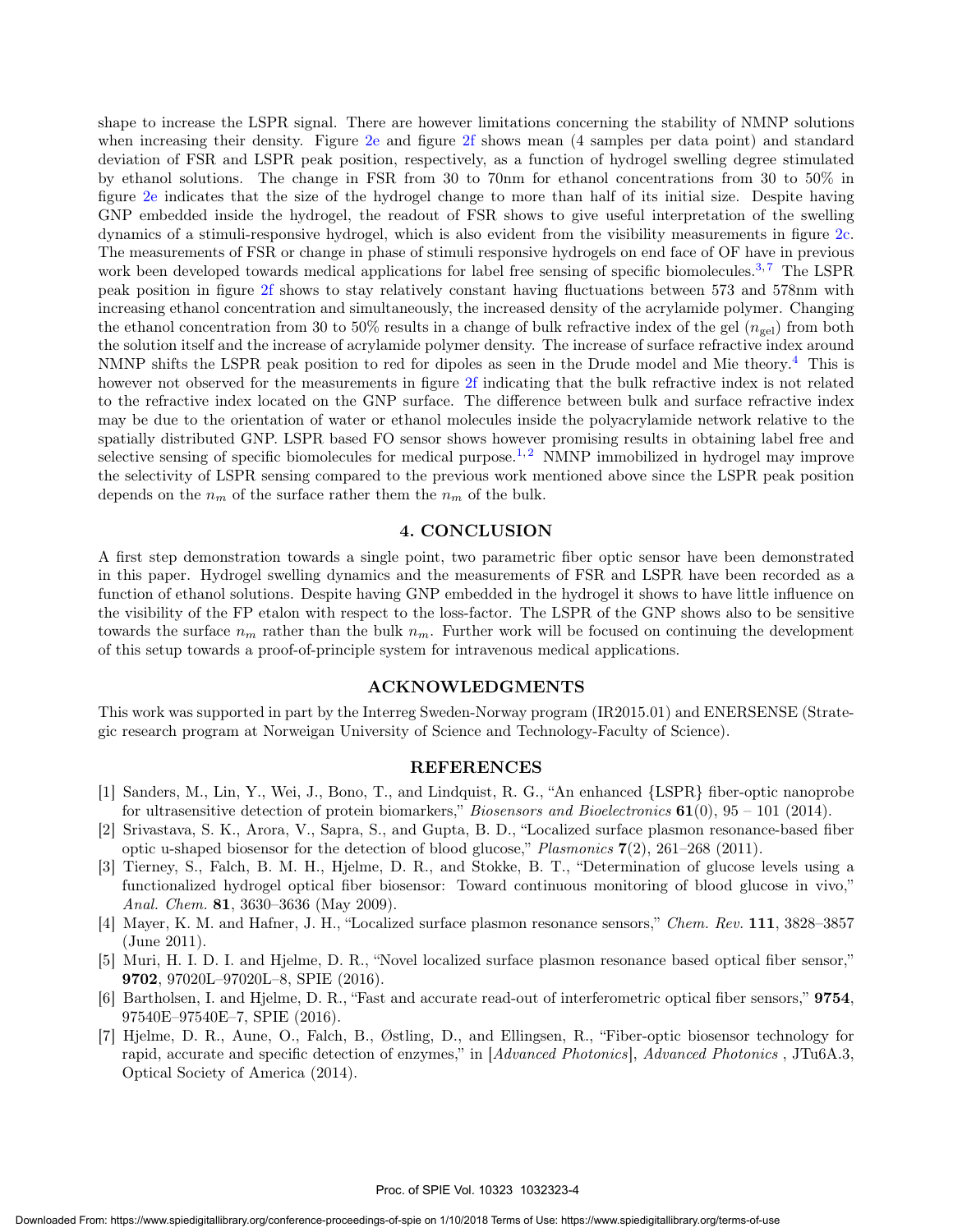shape to increase the LSPR signal. There are however limitations concerning the stability of NMNP solutions when increasing their density. Figure 2e and figure 2f shows mean (4 samples per data point) and standard deviation of FSR and LSPR peak position, respectively, as a function of hydrogel swelling degree stimulated by ethanol solutions. The change in FSR from 30 to 70nm for ethanol concentrations from 30 to 50% in figure 2e indicates that the size of the hydrogel change to more than half of its initial size. Despite having GNP embedded inside the hydrogel, the readout of FSR shows to give useful interpretation of the swelling dynamics of a stimuli-responsive hydrogel, which is also evident from the visibility measurements in figure 2c. The measurements of FSR or change in phase of stimuli responsive hydrogels on end face of OF have in previous work been developed towards medical applications for label free sensing of specific biomolecules.[3,7] The LSPR peak position in figure 2f shows to stay relatively constant having fluctuations between 573 and 578nm with increasing ethanol concentration and simultaneously, the increased density of the acrylamide polymer. Changing the ethanol concentration from 30 to 50% results in a change of bulk refractive index of the gel ($n_{\text{gel}}$) from both the solution itself and the increase of acrylamide polymer density. The increase of surface refractive index around NMNP shifts the LSPR peak position to red for dipoles as seen in the Drude model and Mie theory.[4] This is however not observed for the measurements in figure 2f indicating that the bulk refractive index is not related to the refractive index located on the GNP surface. The difference between bulk and surface refractive index may be due to the orientation of water or ethanol molecules inside the polyacrylamide network relative to the spatially distributed GNP. LSPR based FO sensor shows however promising results in obtaining label free and selective sensing of specific biomolecules for medical purpose.[1,2] NMNP immobilized in hydrogel may improve the selectivity of LSPR sensing compared to the previous work mentioned above since the LSPR peak position depends on the $n_m$ of the surface rather them the $n_m$ of the bulk.

## 4. CONCLUSION

A first step demonstration towards a single point, two parametric fiber optic sensor have been demonstrated in this paper. Hydrogel swelling dynamics and the measurements of FSR and LSPR have been recorded as a function of ethanol solutions. Despite having GNP embedded in the hydrogel it shows to have little influence on the visibility of the FP etalon with respect to the loss-factor. The LSPR of the GNP shows also to be sensitive towards the surface $n_m$ rather than the bulk $n_m$. Further work will be focused on continuing the development of this setup towards a proof-of-principle system for intravenous medical applications.

## ACKNOWLEDGMENTS

This work was supported in part by the Interreg Sweden-Norway program (IR2015.01) and ENERSENSE (Strategic research program at Norweigan University of Science and Technology-Faculty of Science).

## REFERENCES

[1] Sanders, M., Lin, Y., Wei, J., Bono, T., and Lindquist, R. G., "An enhanced {LSPR} fiber-optic nanoprobe for ultrasensitive detection of protein biomarkers," *Biosensors and Bioelectronics* **61**(0), 95 – 101 (2014).

[2] Srivastava, S. K., Arora, V., Sapra, S., and Gupta, B. D., "Localized surface plasmon resonance-based fiber optic u-shaped biosensor for the detection of blood glucose," *Plasmonics* **7**(2), 261–268 (2011).

[3] Tierney, S., Falch, B. M. H., Hjelme, D. R., and Stokke, B. T., "Determination of glucose levels using a functionalized hydrogel optical fiber biosensor: Toward continuous monitoring of blood glucose in vivo," *Anal. Chem.* **81**, 3630–3636 (May 2009).

[4] Mayer, K. M. and Hafner, J. H., "Localized surface plasmon resonance sensors," *Chem. Rev.* **111**, 3828–3857 (June 2011).

[5] Muri, H. I. D. I. and Hjelme, D. R., "Novel localized surface plasmon resonance based optical fiber sensor," **9702**, 97020L–97020L–8, SPIE (2016).

[6] Bartholsen, I. and Hjelme, D. R., "Fast and accurate read-out of interferometric optical fiber sensors," **9754**, 97540E–97540E–7, SPIE (2016).

[7] Hjelme, D. R., Aune, O., Falch, B., Østling, D., and Ellingsen, R., "Fiber-optic biosensor technology for rapid, accurate and specific detection of enzymes," in [*Advanced Photonics*], *Advanced Photonics* , JTu6A.3, Optical Society of America (2014).